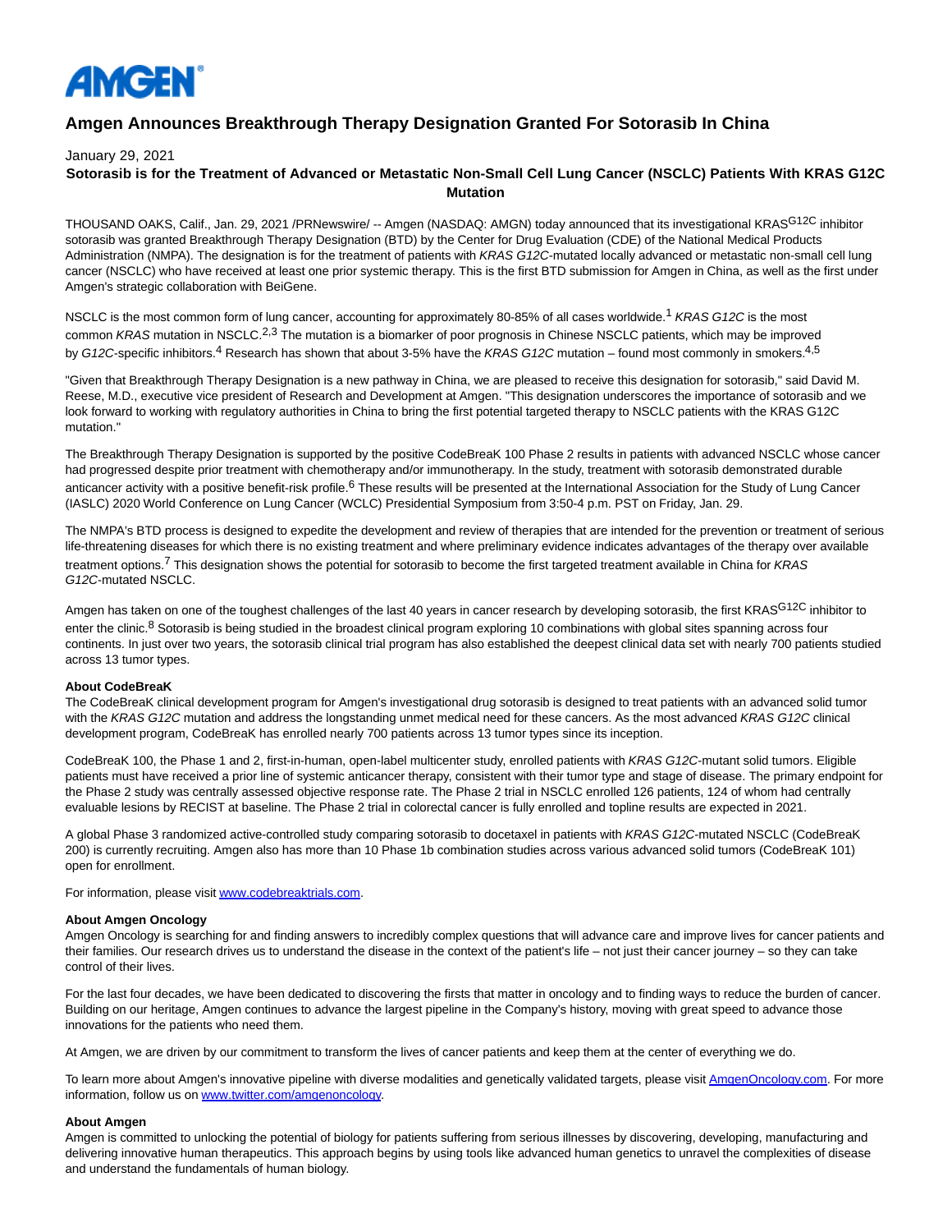AMGEN

# Amgen Announces Breakthrough Therapy Designation Granted For Sotorasib In China

January 29, 2021

**Sotorasib is for the Treatment of Advanced or Metastatic Non-Small Cell Lung Cancer (NSCLC) Patients With KRAS G12C Mutation**

THOUSAND OAKS, Calif., Jan. 29, 2021 /PRNewswire/ -- Amgen (NASDAQ: AMGN) today announced that its investigational KRAS$^{G12C}$ inhibitor sotorasib was granted Breakthrough Therapy Designation (BTD) by the Center for Drug Evaluation (CDE) of the National Medical Products Administration (NMPA). The designation is for the treatment of patients with *KRAS G12C*-mutated locally advanced or metastatic non-small cell lung cancer (NSCLC) who have received at least one prior systemic therapy. This is the first BTD submission for Amgen in China, as well as the first under Amgen's strategic collaboration with BeiGene.

NSCLC is the most common form of lung cancer, accounting for approximately 80-85% of all cases worldwide.[1] *KRAS G12C* is the most common *KRAS* mutation in NSCLC.[2,3] The mutation is a biomarker of poor prognosis in Chinese NSCLC patients, which may be improved by *G12C*-specific inhibitors.[4] Research has shown that about 3-5% have the *KRAS G12C* mutation – found most commonly in smokers.[4,5]

"Given that Breakthrough Therapy Designation is a new pathway in China, we are pleased to receive this designation for sotorasib," said David M. Reese, M.D., executive vice president of Research and Development at Amgen. "This designation underscores the importance of sotorasib and we look forward to working with regulatory authorities in China to bring the first potential targeted therapy to NSCLC patients with the KRAS G12C mutation."

The Breakthrough Therapy Designation is supported by the positive CodeBreaK 100 Phase 2 results in patients with advanced NSCLC whose cancer had progressed despite prior treatment with chemotherapy and/or immunotherapy. In the study, treatment with sotorasib demonstrated durable anticancer activity with a positive benefit-risk profile.[6] These results will be presented at the International Association for the Study of Lung Cancer (IASLC) 2020 World Conference on Lung Cancer (WCLC) Presidential Symposium from 3:50-4 p.m. PST on Friday, Jan. 29.

The NMPA's BTD process is designed to expedite the development and review of therapies that are intended for the prevention or treatment of serious life-threatening diseases for which there is no existing treatment and where preliminary evidence indicates advantages of the therapy over available treatment options.[7] This designation shows the potential for sotorasib to become the first targeted treatment available in China for *KRAS G12C*-mutated NSCLC.

Amgen has taken on one of the toughest challenges of the last 40 years in cancer research by developing sotorasib, the first KRAS$^{G12C}$ inhibitor to enter the clinic.[8] Sotorasib is being studied in the broadest clinical program exploring 10 combinations with global sites spanning across four continents. In just over two years, the sotorasib clinical trial program has also established the deepest clinical data set with nearly 700 patients studied across 13 tumor types.

**About CodeBreaK**

The CodeBreaK clinical development program for Amgen's investigational drug sotorasib is designed to treat patients with an advanced solid tumor with the *KRAS G12C* mutation and address the longstanding unmet medical need for these cancers. As the most advanced *KRAS G12C* clinical development program, CodeBreaK has enrolled nearly 700 patients across 13 tumor types since its inception.

CodeBreaK 100, the Phase 1 and 2, first-in-human, open-label multicenter study, enrolled patients with *KRAS G12C*-mutant solid tumors. Eligible patients must have received a prior line of systemic anticancer therapy, consistent with their tumor type and stage of disease. The primary endpoint for the Phase 2 study was centrally assessed objective response rate. The Phase 2 trial in NSCLC enrolled 126 patients, 124 of whom had centrally evaluable lesions by RECIST at baseline. The Phase 2 trial in colorectal cancer is fully enrolled and topline results are expected in 2021.

A global Phase 3 randomized active-controlled study comparing sotorasib to docetaxel in patients with *KRAS G12C*-mutated NSCLC (CodeBreaK 200) is currently recruiting. Amgen also has more than 10 Phase 1b combination studies across various advanced solid tumors (CodeBreaK 101) open for enrollment.

For information, please visit www.codebreaktrials.com.

**About Amgen Oncology**

Amgen Oncology is searching for and finding answers to incredibly complex questions that will advance care and improve lives for cancer patients and their families. Our research drives us to understand the disease in the context of the patient's life – not just their cancer journey – so they can take control of their lives.

For the last four decades, we have been dedicated to discovering the firsts that matter in oncology and to finding ways to reduce the burden of cancer. Building on our heritage, Amgen continues to advance the largest pipeline in the Company's history, moving with great speed to advance those innovations for the patients who need them.

At Amgen, we are driven by our commitment to transform the lives of cancer patients and keep them at the center of everything we do.

To learn more about Amgen's innovative pipeline with diverse modalities and genetically validated targets, please visit AmgenOncology.com. For more information, follow us on www.twitter.com/amgenoncology.

**About Amgen**

Amgen is committed to unlocking the potential of biology for patients suffering from serious illnesses by discovering, developing, manufacturing and delivering innovative human therapeutics. This approach begins by using tools like advanced human genetics to unravel the complexities of disease and understand the fundamentals of human biology.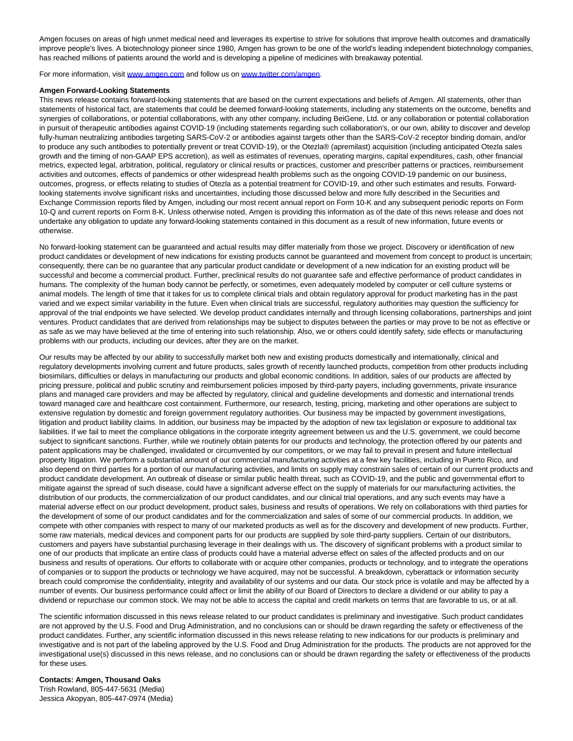Amgen focuses on areas of high unmet medical need and leverages its expertise to strive for solutions that improve health outcomes and dramatically improve people's lives. A biotechnology pioneer since 1980, Amgen has grown to be one of the world's leading independent biotechnology companies, has reached millions of patients around the world and is developing a pipeline of medicines with breakaway potential.

For more information, visit [www.amgen.com](www.amgen.com) and follow us on [www.twitter.com/amgen](www.twitter.com/amgen).

**Amgen Forward-Looking Statements**

This news release contains forward-looking statements that are based on the current expectations and beliefs of Amgen. All statements, other than statements of historical fact, are statements that could be deemed forward-looking statements, including any statements on the outcome, benefits and synergies of collaborations, or potential collaborations, with any other company, including BeiGene, Ltd. or any collaboration or potential collaboration in pursuit of therapeutic antibodies against COVID-19 (including statements regarding such collaboration's, or our own, ability to discover and develop fully-human neutralizing antibodies targeting SARS-CoV-2 or antibodies against targets other than the SARS-CoV-2 receptor binding domain, and/or to produce any such antibodies to potentially prevent or treat COVID-19), or the Otezla® (apremilast) acquisition (including anticipated Otezla sales growth and the timing of non-GAAP EPS accretion), as well as estimates of revenues, operating margins, capital expenditures, cash, other financial metrics, expected legal, arbitration, political, regulatory or clinical results or practices, customer and prescriber patterns or practices, reimbursement activities and outcomes, effects of pandemics or other widespread health problems such as the ongoing COVID-19 pandemic on our business, outcomes, progress, or effects relating to studies of Otezla as a potential treatment for COVID-19, and other such estimates and results. Forward-looking statements involve significant risks and uncertainties, including those discussed below and more fully described in the Securities and Exchange Commission reports filed by Amgen, including our most recent annual report on Form 10-K and any subsequent periodic reports on Form 10-Q and current reports on Form 8-K. Unless otherwise noted, Amgen is providing this information as of the date of this news release and does not undertake any obligation to update any forward-looking statements contained in this document as a result of new information, future events or otherwise.

No forward-looking statement can be guaranteed and actual results may differ materially from those we project. Discovery or identification of new product candidates or development of new indications for existing products cannot be guaranteed and movement from concept to product is uncertain; consequently, there can be no guarantee that any particular product candidate or development of a new indication for an existing product will be successful and become a commercial product. Further, preclinical results do not guarantee safe and effective performance of product candidates in humans. The complexity of the human body cannot be perfectly, or sometimes, even adequately modeled by computer or cell culture systems or animal models. The length of time that it takes for us to complete clinical trials and obtain regulatory approval for product marketing has in the past varied and we expect similar variability in the future. Even when clinical trials are successful, regulatory authorities may question the sufficiency for approval of the trial endpoints we have selected. We develop product candidates internally and through licensing collaborations, partnerships and joint ventures. Product candidates that are derived from relationships may be subject to disputes between the parties or may prove to be not as effective or as safe as we may have believed at the time of entering into such relationship. Also, we or others could identify safety, side effects or manufacturing problems with our products, including our devices, after they are on the market.

Our results may be affected by our ability to successfully market both new and existing products domestically and internationally, clinical and regulatory developments involving current and future products, sales growth of recently launched products, competition from other products including biosimilars, difficulties or delays in manufacturing our products and global economic conditions. In addition, sales of our products are affected by pricing pressure, political and public scrutiny and reimbursement policies imposed by third-party payers, including governments, private insurance plans and managed care providers and may be affected by regulatory, clinical and guideline developments and domestic and international trends toward managed care and healthcare cost containment. Furthermore, our research, testing, pricing, marketing and other operations are subject to extensive regulation by domestic and foreign government regulatory authorities. Our business may be impacted by government investigations, litigation and product liability claims. In addition, our business may be impacted by the adoption of new tax legislation or exposure to additional tax liabilities. If we fail to meet the compliance obligations in the corporate integrity agreement between us and the U.S. government, we could become subject to significant sanctions. Further, while we routinely obtain patents for our products and technology, the protection offered by our patents and patent applications may be challenged, invalidated or circumvented by our competitors, or we may fail to prevail in present and future intellectual property litigation. We perform a substantial amount of our commercial manufacturing activities at a few key facilities, including in Puerto Rico, and also depend on third parties for a portion of our manufacturing activities, and limits on supply may constrain sales of certain of our current products and product candidate development. An outbreak of disease or similar public health threat, such as COVID-19, and the public and governmental effort to mitigate against the spread of such disease, could have a significant adverse effect on the supply of materials for our manufacturing activities, the distribution of our products, the commercialization of our product candidates, and our clinical trial operations, and any such events may have a material adverse effect on our product development, product sales, business and results of operations. We rely on collaborations with third parties for the development of some of our product candidates and for the commercialization and sales of some of our commercial products. In addition, we compete with other companies with respect to many of our marketed products as well as for the discovery and development of new products. Further, some raw materials, medical devices and component parts for our products are supplied by sole third-party suppliers. Certain of our distributors, customers and payers have substantial purchasing leverage in their dealings with us. The discovery of significant problems with a product similar to one of our products that implicate an entire class of products could have a material adverse effect on sales of the affected products and on our business and results of operations. Our efforts to collaborate with or acquire other companies, products or technology, and to integrate the operations of companies or to support the products or technology we have acquired, may not be successful. A breakdown, cyberattack or information security breach could compromise the confidentiality, integrity and availability of our systems and our data. Our stock price is volatile and may be affected by a number of events. Our business performance could affect or limit the ability of our Board of Directors to declare a dividend or our ability to pay a dividend or repurchase our common stock. We may not be able to access the capital and credit markets on terms that are favorable to us, or at all.

The scientific information discussed in this news release related to our product candidates is preliminary and investigative. Such product candidates are not approved by the U.S. Food and Drug Administration, and no conclusions can or should be drawn regarding the safety or effectiveness of the product candidates. Further, any scientific information discussed in this news release relating to new indications for our products is preliminary and investigative and is not part of the labeling approved by the U.S. Food and Drug Administration for the products. The products are not approved for the investigational use(s) discussed in this news release, and no conclusions can or should be drawn regarding the safety or effectiveness of the products for these uses.

**Contacts: Amgen, Thousand Oaks**
Trish Rowland, 805-447-5631 (Media)
Jessica Akopyan, 805-447-0974 (Media)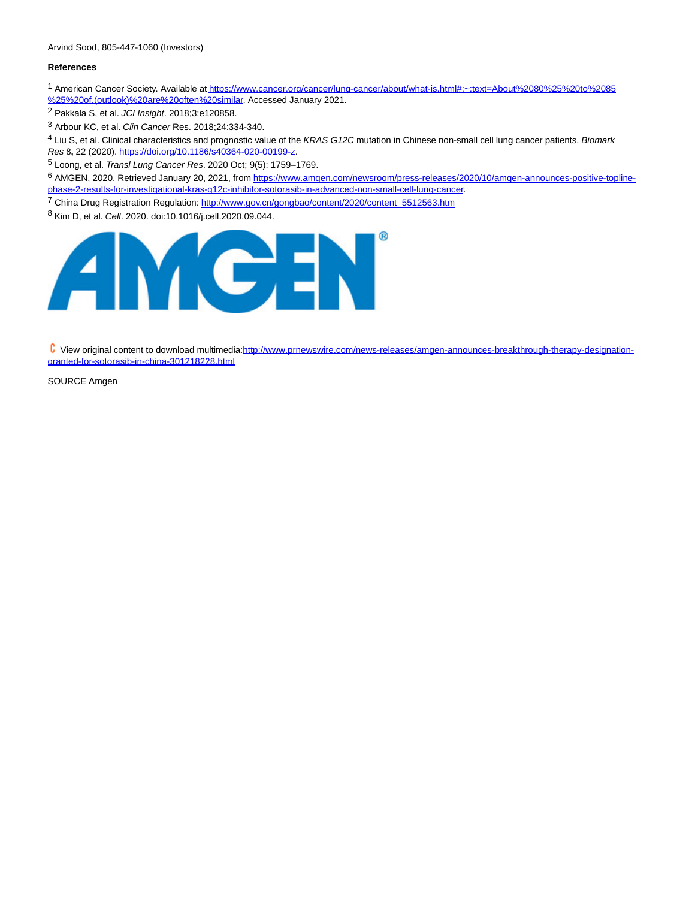Arvind Sood, 805-447-1060 (Investors)

**References**

[1] American Cancer Society. Available at https://www.cancer.org/cancer/lung-cancer/about/what-is.html#:~:text=About%2080%25%20to%2085%25%20of,(outlook)%20are%20often%20similar. Accessed January 2021.

[2] Pakkala S, et al. *JCI Insight*. 2018;3:e120858.

[3] Arbour KC, et al. *Clin Cancer* Res. 2018;24:334-340.

[4] Liu S, et al. Clinical characteristics and prognostic value of the *KRAS G12C* mutation in Chinese non-small cell lung cancer patients. *Biomark Res* 8**,** 22 (2020). https://doi.org/10.1186/s40364-020-00199-z.

[5] Loong, et al. *Transl Lung Cancer Res*. 2020 Oct; 9(5): 1759–1769.

[6] AMGEN, 2020. Retrieved January 20, 2021, from https://www.amgen.com/newsroom/press-releases/2020/10/amgen-announces-positive-topline-phase-2-results-for-investigational-kras-g12c-inhibitor-sotorasib-in-advanced-non-small-cell-lung-cancer.

[7] China Drug Registration Regulation: http://www.gov.cn/gongbao/content/2020/content_5512563.htm

[8] Kim D, et al. *Cell*. 2020. doi:10.1016/j.cell.2020.09.044.

View original content to download multimedia:http://www.prnewswire.com/news-releases/amgen-announces-breakthrough-therapy-designation-granted-for-sotorasib-in-china-301218228.html

SOURCE Amgen